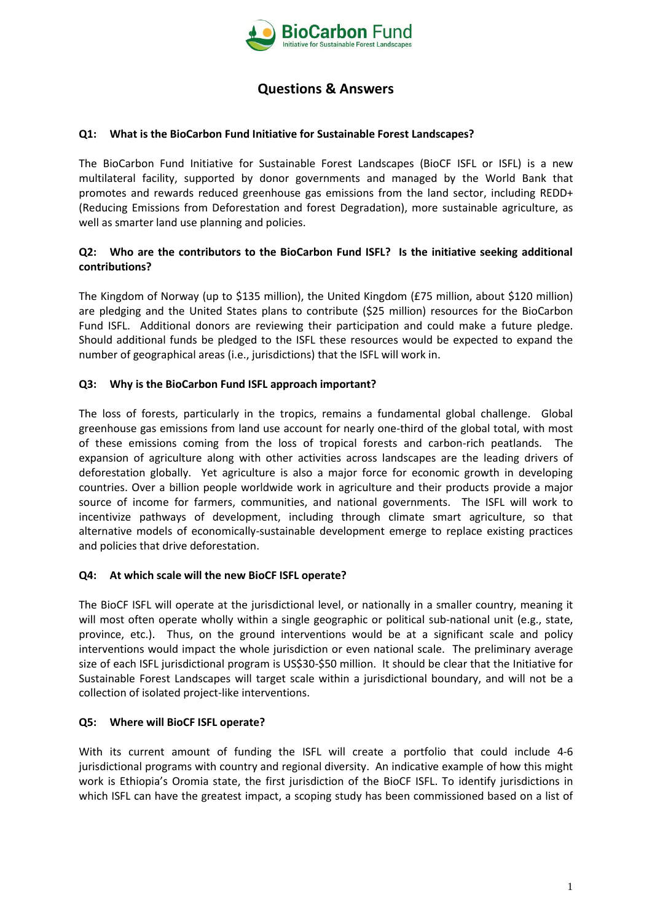# Questions & Answers

**Q1: What is the BioCarbon Fund Initiative for Sustainable Forest Landscapes?**

The BioCarbon Fund Initiative for Sustainable Forest Landscapes (BioCF ISFL or ISFL) is a new multilateral facility, supported by donor governments and managed by the World Bank that promotes and rewards reduced greenhouse gas emissions from the land sector, including REDD+ (Reducing Emissions from Deforestation and forest Degradation), more sustainable agriculture, as well as smarter land use planning and policies.

**Q2: Who are the contributors to the BioCarbon Fund ISFL? Is the initiative seeking additional contributions?**

The Kingdom of Norway (up to $135 million), the United Kingdom (£75 million, about $120 million) are pledging and the United States plans to contribute ($25 million) resources for the BioCarbon Fund ISFL. Additional donors are reviewing their participation and could make a future pledge. Should additional funds be pledged to the ISFL these resources would be expected to expand the number of geographical areas (i.e., jurisdictions) that the ISFL will work in.

**Q3: Why is the BioCarbon Fund ISFL approach important?**

The loss of forests, particularly in the tropics, remains a fundamental global challenge. Global greenhouse gas emissions from land use account for nearly one-third of the global total, with most of these emissions coming from the loss of tropical forests and carbon-rich peatlands. The expansion of agriculture along with other activities across landscapes are the leading drivers of deforestation globally. Yet agriculture is also a major force for economic growth in developing countries. Over a billion people worldwide work in agriculture and their products provide a major source of income for farmers, communities, and national governments. The ISFL will work to incentivize pathways of development, including through climate smart agriculture, so that alternative models of economically-sustainable development emerge to replace existing practices and policies that drive deforestation.

**Q4: At which scale will the new BioCF ISFL operate?**

The BioCF ISFL will operate at the jurisdictional level, or nationally in a smaller country, meaning it will most often operate wholly within a single geographic or political sub-national unit (e.g., state, province, etc.). Thus, on the ground interventions would be at a significant scale and policy interventions would impact the whole jurisdiction or even national scale. The preliminary average size of each ISFL jurisdictional program is US$30-$50 million. It should be clear that the Initiative for Sustainable Forest Landscapes will target scale within a jurisdictional boundary, and will not be a collection of isolated project-like interventions.

**Q5: Where will BioCF ISFL operate?**

With its current amount of funding the ISFL will create a portfolio that could include 4-6 jurisdictional programs with country and regional diversity. An indicative example of how this might work is Ethiopia's Oromia state, the first jurisdiction of the BioCF ISFL. To identify jurisdictions in which ISFL can have the greatest impact, a scoping study has been commissioned based on a list of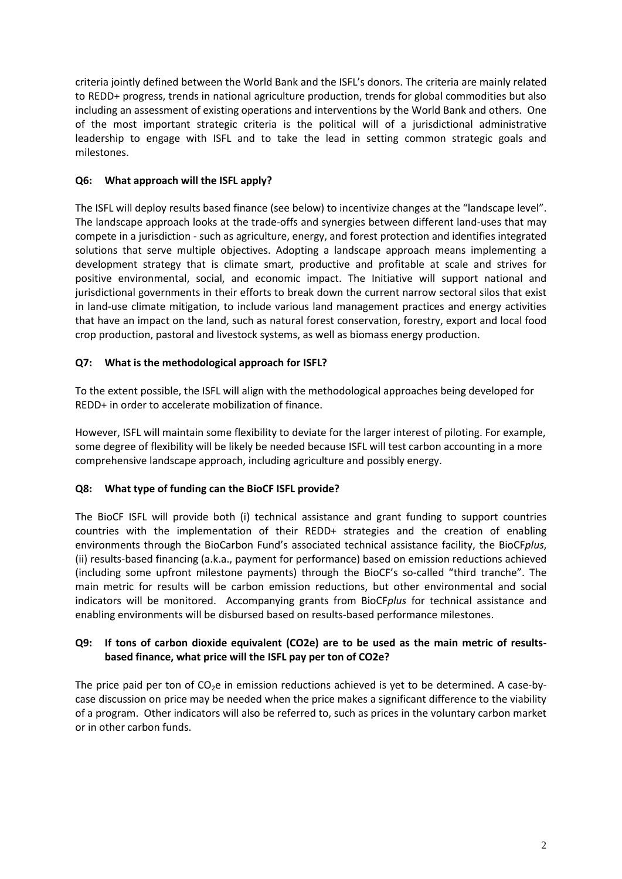criteria jointly defined between the World Bank and the ISFL's donors. The criteria are mainly related to REDD+ progress, trends in national agriculture production, trends for global commodities but also including an assessment of existing operations and interventions by the World Bank and others. One of the most important strategic criteria is the political will of a jurisdictional administrative leadership to engage with ISFL and to take the lead in setting common strategic goals and milestones.

### Q6: What approach will the ISFL apply?

The ISFL will deploy results based finance (see below) to incentivize changes at the "landscape level". The landscape approach looks at the trade-offs and synergies between different land-uses that may compete in a jurisdiction - such as agriculture, energy, and forest protection and identifies integrated solutions that serve multiple objectives. Adopting a landscape approach means implementing a development strategy that is climate smart, productive and profitable at scale and strives for positive environmental, social, and economic impact. The Initiative will support national and jurisdictional governments in their efforts to break down the current narrow sectoral silos that exist in land-use climate mitigation, to include various land management practices and energy activities that have an impact on the land, such as natural forest conservation, forestry, export and local food crop production, pastoral and livestock systems, as well as biomass energy production.

### Q7: What is the methodological approach for ISFL?

To the extent possible, the ISFL will align with the methodological approaches being developed for REDD+ in order to accelerate mobilization of finance.

However, ISFL will maintain some flexibility to deviate for the larger interest of piloting. For example, some degree of flexibility will be likely be needed because ISFL will test carbon accounting in a more comprehensive landscape approach, including agriculture and possibly energy.

### Q8: What type of funding can the BioCF ISFL provide?

The BioCF ISFL will provide both (i) technical assistance and grant funding to support countries countries with the implementation of their REDD+ strategies and the creation of enabling environments through the BioCarbon Fund's associated technical assistance facility, the BioCF*plus*, (ii) results-based financing (a.k.a., payment for performance) based on emission reductions achieved (including some upfront milestone payments) through the BioCF's so-called "third tranche". The main metric for results will be carbon emission reductions, but other environmental and social indicators will be monitored. Accompanying grants from BioCF*plus* for technical assistance and enabling environments will be disbursed based on results-based performance milestones.

### Q9: If tons of carbon dioxide equivalent (CO2e) are to be used as the main metric of results-based finance, what price will the ISFL pay per ton of CO2e?

The price paid per ton of $CO_2e$ in emission reductions achieved is yet to be determined. A case-by-case discussion on price may be needed when the price makes a significant difference to the viability of a program. Other indicators will also be referred to, such as prices in the voluntary carbon market or in other carbon funds.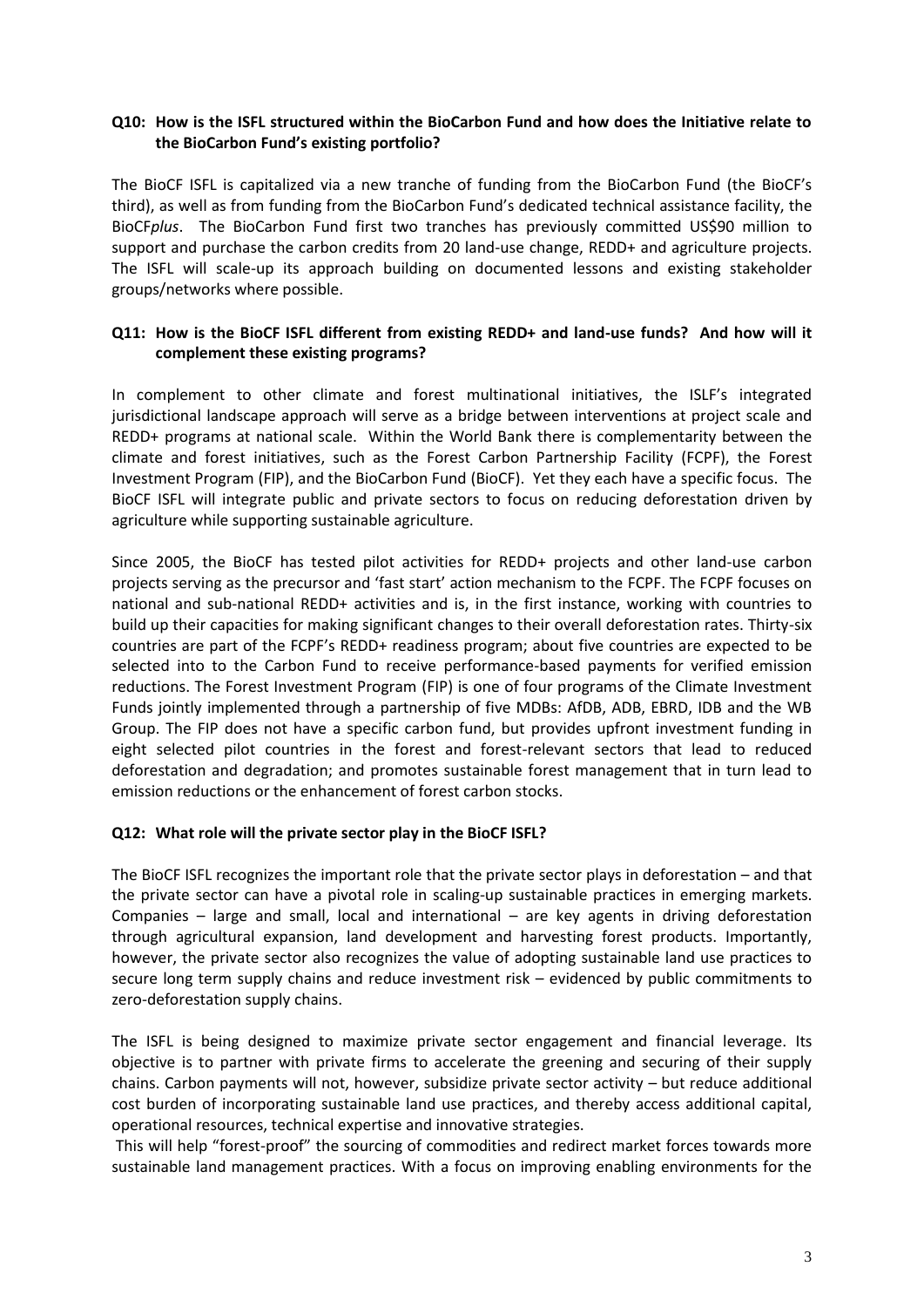**Q10: How is the ISFL structured within the BioCarbon Fund and how does the Initiative relate to the BioCarbon Fund's existing portfolio?**

The BioCF ISFL is capitalized via a new tranche of funding from the BioCarbon Fund (the BioCF's third), as well as from funding from the BioCarbon Fund's dedicated technical assistance facility, the BioCF*plus*. The BioCarbon Fund first two tranches has previously committed US$90 million to support and purchase the carbon credits from 20 land-use change, REDD+ and agriculture projects. The ISFL will scale-up its approach building on documented lessons and existing stakeholder groups/networks where possible.

**Q11: How is the BioCF ISFL different from existing REDD+ and land-use funds? And how will it complement these existing programs?**

In complement to other climate and forest multinational initiatives, the ISLF's integrated jurisdictional landscape approach will serve as a bridge between interventions at project scale and REDD+ programs at national scale. Within the World Bank there is complementarity between the climate and forest initiatives, such as the Forest Carbon Partnership Facility (FCPF), the Forest Investment Program (FIP), and the BioCarbon Fund (BioCF). Yet they each have a specific focus. The BioCF ISFL will integrate public and private sectors to focus on reducing deforestation driven by agriculture while supporting sustainable agriculture.

Since 2005, the BioCF has tested pilot activities for REDD+ projects and other land-use carbon projects serving as the precursor and 'fast start' action mechanism to the FCPF. The FCPF focuses on national and sub-national REDD+ activities and is, in the first instance, working with countries to build up their capacities for making significant changes to their overall deforestation rates. Thirty-six countries are part of the FCPF's REDD+ readiness program; about five countries are expected to be selected into to the Carbon Fund to receive performance-based payments for verified emission reductions. The Forest Investment Program (FIP) is one of four programs of the Climate Investment Funds jointly implemented through a partnership of five MDBs: AfDB, ADB, EBRD, IDB and the WB Group. The FIP does not have a specific carbon fund, but provides upfront investment funding in eight selected pilot countries in the forest and forest-relevant sectors that lead to reduced deforestation and degradation; and promotes sustainable forest management that in turn lead to emission reductions or the enhancement of forest carbon stocks.

**Q12: What role will the private sector play in the BioCF ISFL?**

The BioCF ISFL recognizes the important role that the private sector plays in deforestation – and that the private sector can have a pivotal role in scaling-up sustainable practices in emerging markets. Companies – large and small, local and international – are key agents in driving deforestation through agricultural expansion, land development and harvesting forest products. Importantly, however, the private sector also recognizes the value of adopting sustainable land use practices to secure long term supply chains and reduce investment risk – evidenced by public commitments to zero-deforestation supply chains.

The ISFL is being designed to maximize private sector engagement and financial leverage. Its objective is to partner with private firms to accelerate the greening and securing of their supply chains. Carbon payments will not, however, subsidize private sector activity – but reduce additional cost burden of incorporating sustainable land use practices, and thereby access additional capital, operational resources, technical expertise and innovative strategies.

This will help "forest-proof" the sourcing of commodities and redirect market forces towards more sustainable land management practices. With a focus on improving enabling environments for the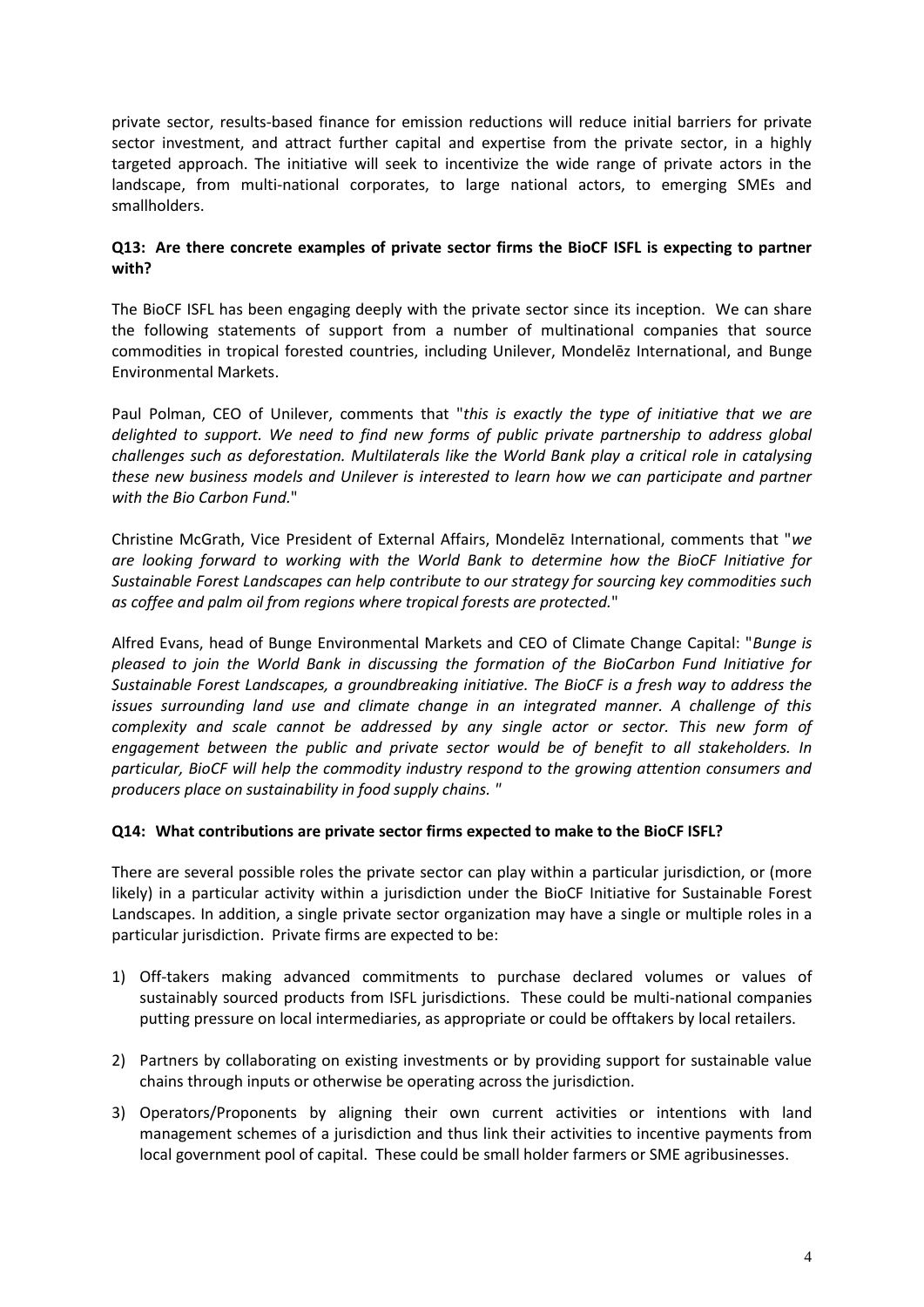private sector, results-based finance for emission reductions will reduce initial barriers for private sector investment, and attract further capital and expertise from the private sector, in a highly targeted approach. The initiative will seek to incentivize the wide range of private actors in the landscape, from multi-national corporates, to large national actors, to emerging SMEs and smallholders.

**Q13: Are there concrete examples of private sector firms the BioCF ISFL is expecting to partner with?**

The BioCF ISFL has been engaging deeply with the private sector since its inception. We can share the following statements of support from a number of multinational companies that source commodities in tropical forested countries, including Unilever, Mondelēz International, and Bunge Environmental Markets.

Paul Polman, CEO of Unilever, comments that "*this is exactly the type of initiative that we are delighted to support. We need to find new forms of public private partnership to address global challenges such as deforestation. Multilaterals like the World Bank play a critical role in catalysing these new business models and Unilever is interested to learn how we can participate and partner with the Bio Carbon Fund.*"

Christine McGrath, Vice President of External Affairs, Mondelēz International, comments that "*we are looking forward to working with the World Bank to determine how the BioCF Initiative for Sustainable Forest Landscapes can help contribute to our strategy for sourcing key commodities such as coffee and palm oil from regions where tropical forests are protected.*"

Alfred Evans, head of Bunge Environmental Markets and CEO of Climate Change Capital: "*Bunge is pleased to join the World Bank in discussing the formation of the BioCarbon Fund Initiative for Sustainable Forest Landscapes, a groundbreaking initiative. The BioCF is a fresh way to address the issues surrounding land use and climate change in an integrated manner. A challenge of this complexity and scale cannot be addressed by any single actor or sector. This new form of engagement between the public and private sector would be of benefit to all stakeholders. In particular, BioCF will help the commodity industry respond to the growing attention consumers and producers place on sustainability in food supply chains.* "

**Q14: What contributions are private sector firms expected to make to the BioCF ISFL?**

There are several possible roles the private sector can play within a particular jurisdiction, or (more likely) in a particular activity within a jurisdiction under the BioCF Initiative for Sustainable Forest Landscapes. In addition, a single private sector organization may have a single or multiple roles in a particular jurisdiction. Private firms are expected to be:

1) Off-takers making advanced commitments to purchase declared volumes or values of sustainably sourced products from ISFL jurisdictions. These could be multi-national companies putting pressure on local intermediaries, as appropriate or could be offtakers by local retailers.

2) Partners by collaborating on existing investments or by providing support for sustainable value chains through inputs or otherwise be operating across the jurisdiction.

3) Operators/Proponents by aligning their own current activities or intentions with land management schemes of a jurisdiction and thus link their activities to incentive payments from local government pool of capital. These could be small holder farmers or SME agribusinesses.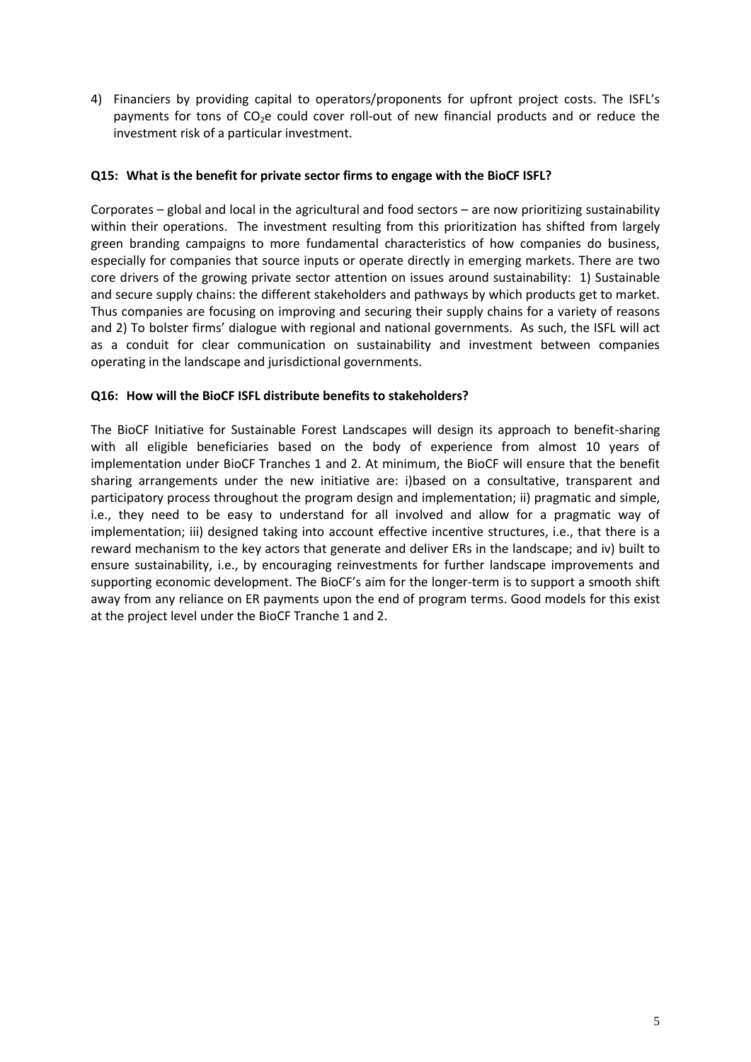4) Financiers by providing capital to operators/proponents for upfront project costs. The ISFL's payments for tons of $CO_2e$ could cover roll-out of new financial products and or reduce the investment risk of a particular investment.

**Q15: What is the benefit for private sector firms to engage with the BioCF ISFL?**

Corporates – global and local in the agricultural and food sectors – are now prioritizing sustainability within their operations. The investment resulting from this prioritization has shifted from largely green branding campaigns to more fundamental characteristics of how companies do business, especially for companies that source inputs or operate directly in emerging markets. There are two core drivers of the growing private sector attention on issues around sustainability: 1) Sustainable and secure supply chains: the different stakeholders and pathways by which products get to market. Thus companies are focusing on improving and securing their supply chains for a variety of reasons and 2) To bolster firms' dialogue with regional and national governments. As such, the ISFL will act as a conduit for clear communication on sustainability and investment between companies operating in the landscape and jurisdictional governments.

**Q16: How will the BioCF ISFL distribute benefits to stakeholders?**

The BioCF Initiative for Sustainable Forest Landscapes will design its approach to benefit-sharing with all eligible beneficiaries based on the body of experience from almost 10 years of implementation under BioCF Tranches 1 and 2. At minimum, the BioCF will ensure that the benefit sharing arrangements under the new initiative are: i)based on a consultative, transparent and participatory process throughout the program design and implementation; ii) pragmatic and simple, i.e., they need to be easy to understand for all involved and allow for a pragmatic way of implementation; iii) designed taking into account effective incentive structures, i.e., that there is a reward mechanism to the key actors that generate and deliver ERs in the landscape; and iv) built to ensure sustainability, i.e., by encouraging reinvestments for further landscape improvements and supporting economic development. The BioCF's aim for the longer-term is to support a smooth shift away from any reliance on ER payments upon the end of program terms. Good models for this exist at the project level under the BioCF Tranche 1 and 2.